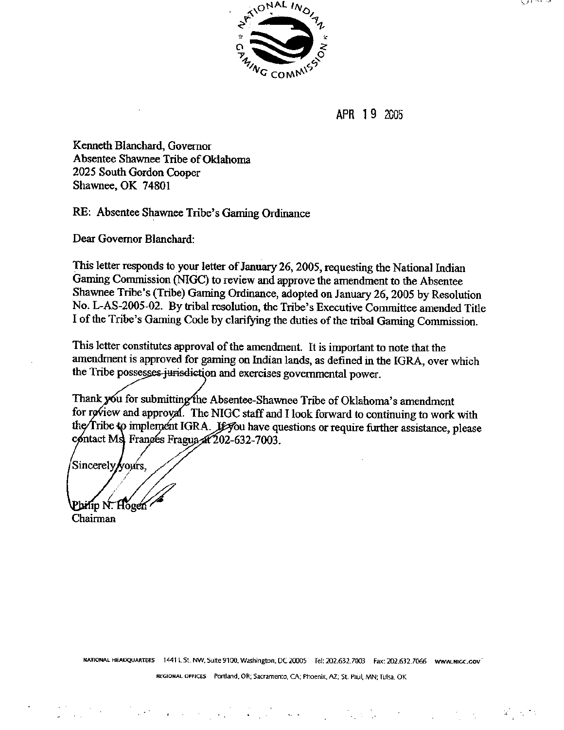NATIONAL INDIAN GAMING COMMISSION

APR 19 2005

Kenneth Blanchard, Governor
Absentee Shawnee Tribe of Oklahoma
2025 South Gordon Cooper
Shawnee, OK 74801

RE: Absentee Shawnee Tribe's Gaming Ordinance

Dear Governor Blanchard:

This letter responds to your letter of January 26, 2005, requesting the National Indian Gaming Commission (NIGC) to review and approve the amendment to the Absentee Shawnee Tribe's (Tribe) Gaming Ordinance, adopted on January 26, 2005 by Resolution No. L-AS-2005-02. By tribal resolution, the Tribe's Executive Committee amended Title I of the Tribe's Gaming Code by clarifying the duties of the tribal Gaming Commission.

This letter constitutes approval of the amendment. It is important to note that the amendment is approved for gaming on Indian lands, as defined in the IGRA, over which the Tribe possesses jurisdiction and exercises governmental power.

Thank you for submitting the Absentee-Shawnee Tribe of Oklahoma's amendment for review and approval. The NIGC staff and I look forward to continuing to work with the Tribe to implement IGRA. If you have questions or require further assistance, please contact Ms. Frances Fragua at 202-632-7003.

Sincerely yours,

Philip N. Hogen
Chairman

NATIONAL HEADQUARTERS 1441 L St. NW, Suite 9100, Washington, DC 20005 Tel: 202.632.7003 Fax: 202.632.7066 WWW.NIGC.GOV

REGIONAL OFFICES Portland, OR; Sacramento, CA; Phoenix, AZ; St. Paul, MN; Tulsa, OK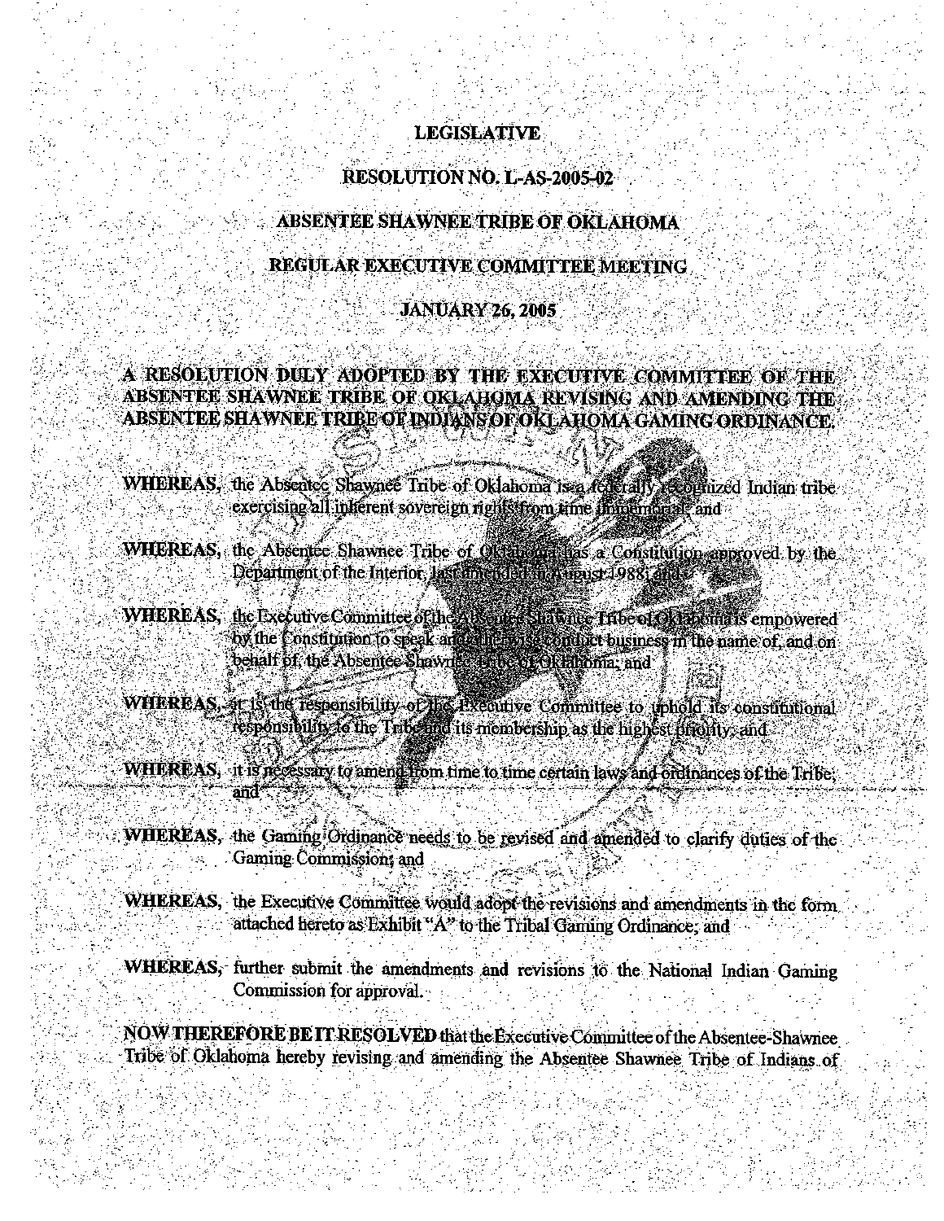**LEGISLATIVE**

**RESOLUTION NO. L-AS-2005-02**

**ABSENTEE SHAWNEE TRIBE OF OKLAHOMA**

**REGULAR EXECUTIVE COMMITTEE MEETING**

**JANUARY 26, 2005**

**A RESOLUTION DULY ADOPTED BY THE EXECUTIVE COMMITTEE OF THE ABSENTEE SHAWNEE TRIBE OF OKLAHOMA REVISING AND AMENDING THE ABSENTEE SHAWNEE TRIBE OF INDIANS OF OKLAHOMA GAMING ORDINANCE.**

**WHEREAS,** the Absentee Shawnee Tribe of Oklahoma is a federally recognized Indian tribe exercising all inherent sovereign rights from time immemorial; and

**WHEREAS,** the Absentee Shawnee Tribe of Oklahoma has a Constitution approved by the Department of the Interior, last amended in August 1988; and

**WHEREAS,** the Executive Committee of the Absentee Shawnee Tribe of Oklahoma is empowered by the Constitution to speak and otherwise conduct business in the name of, and on behalf of, the Absentee Shawnee Tribe of Oklahoma; and

**WHEREAS,** it is the responsibility of the Executive Committee to uphold its constitutional responsibility to the Tribe and its membership as the highest priority; and

**WHEREAS,** it is necessary to amend from time to time certain laws and ordinances of the Tribe; and

**WHEREAS,** the Gaming Ordinance needs to be revised and amended to clarify duties of the Gaming Commission; and

**WHEREAS,** the Executive Committee would adopt the revisions and amendments in the form attached hereto as Exhibit "A" to the Tribal Gaming Ordinance; and

**WHEREAS,** further submit the amendments and revisions to the National Indian Gaming Commission for approval.

**NOW THEREFORE BE IT RESOLVED** that the Executive Committee of the Absentee-Shawnee Tribe of Oklahoma hereby revising and amending the Absentee Shawnee Tribe of Indians of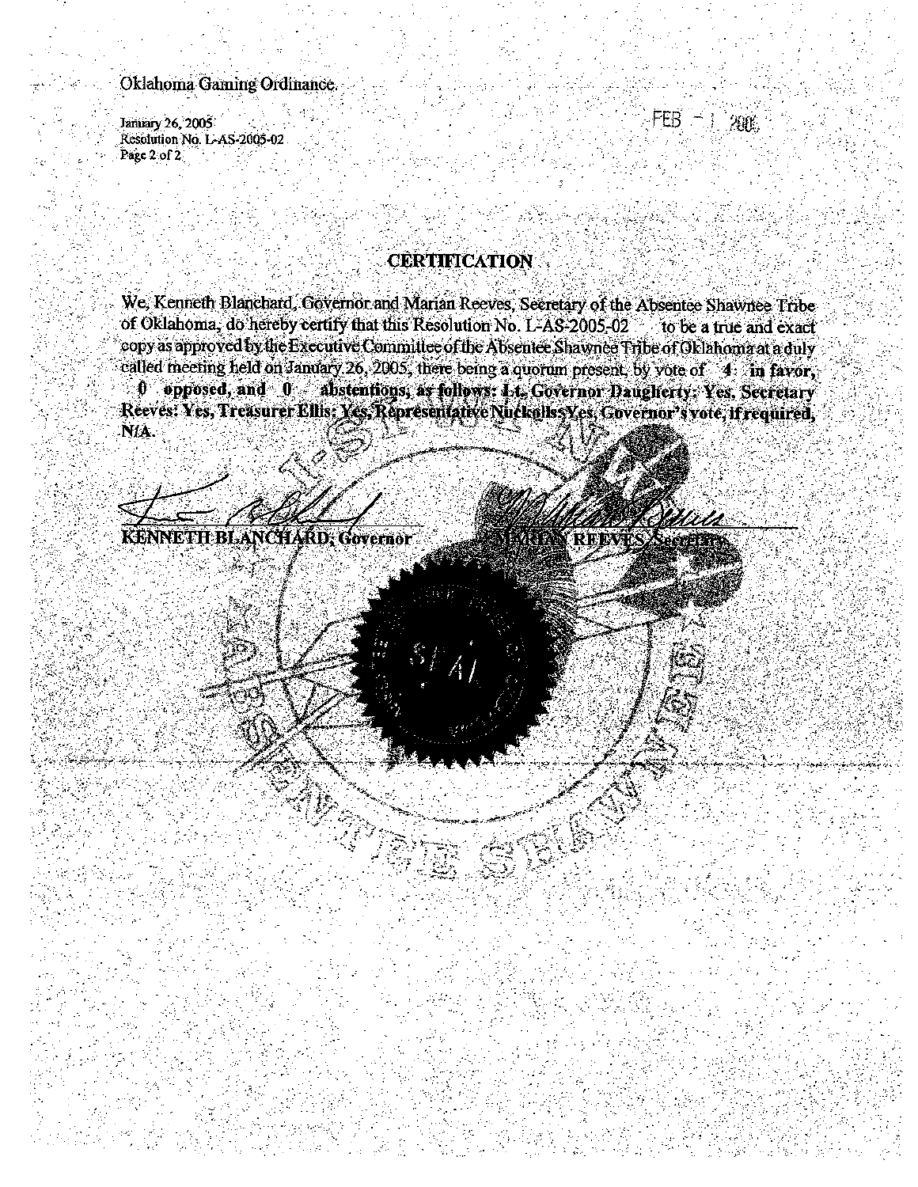Oklahoma Gaming Ordinance

January 26, 2005
Resolution No. L-AS-2005-02
Page 2 of 2

FEB - 1 2005

## CERTIFICATION

We, Kenneth Blanchard, Governor and Marian Reeves, Secretary of the Absentee Shawnee Tribe of Oklahoma, do hereby certify that this Resolution No. L-AS-2005-02 to be a true and exact copy as approved by the Executive Committee of the Absentee Shawnee Tribe of Oklahoma at a duly called meeting held on January 26, 2005, there being a quorum present, by vote of 4 **in favor, 0 opposed, and 0 abstentions, as follows: Lt. Governor Daugherty: Yes, Secretary Reeves: Yes, Treasurer Ellis: Yes, Representative Nuckolls: Yes, Governor's vote, if required, N/A.**

**KENNETH BLANCHARD, Governor**

**MARIAN REEVES, Secretary**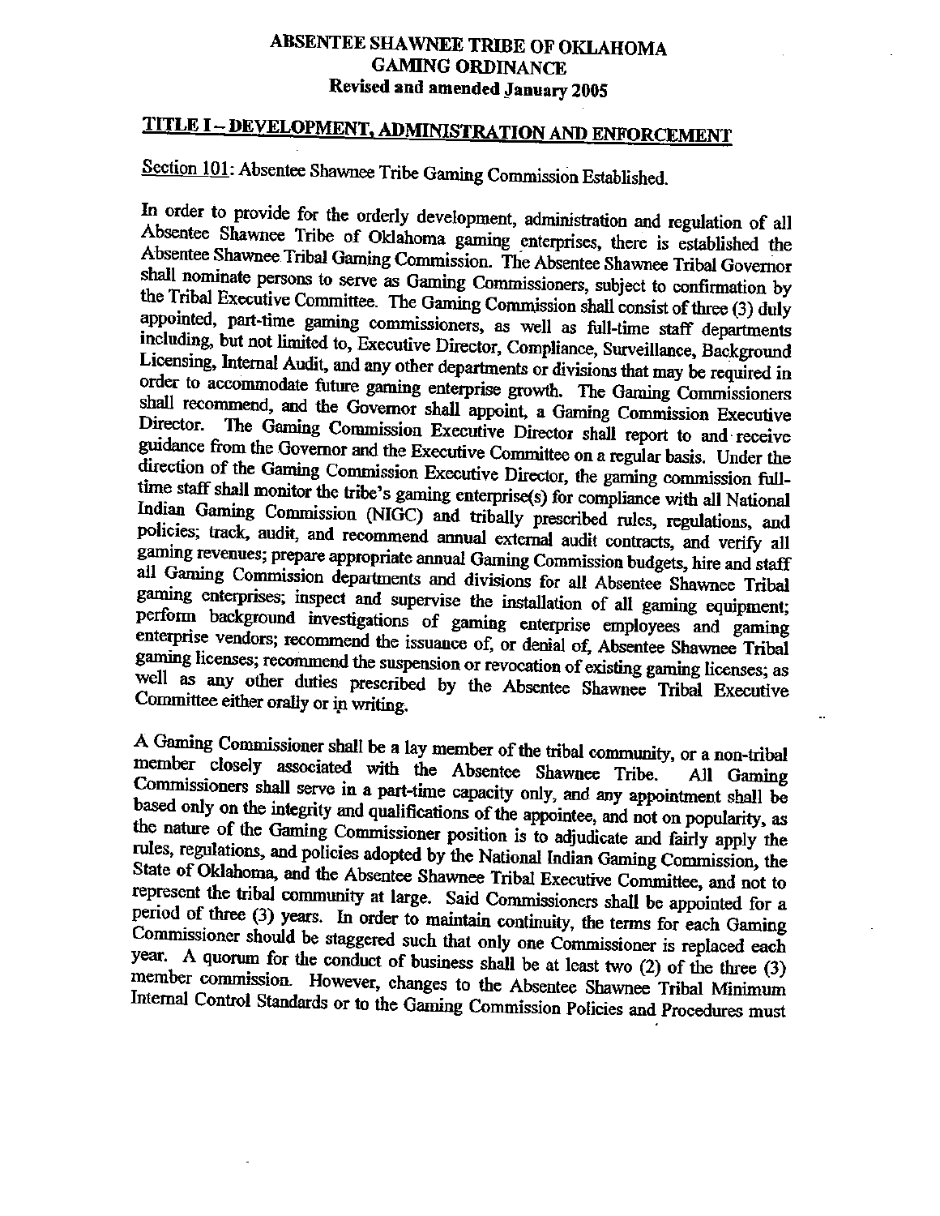# ABSENTEE SHAWNEE TRIBE OF OKLAHOMA
# GAMING ORDINANCE
**Revised and amended January 2005**

## TITLE I – DEVELOPMENT, ADMINISTRATION AND ENFORCEMENT

Section 101: Absentee Shawnee Tribe Gaming Commission Established.

In order to provide for the orderly development, administration and regulation of all Absentee Shawnee Tribe of Oklahoma gaming enterprises, there is established the Absentee Shawnee Tribal Gaming Commission. The Absentee Shawnee Tribal Governor shall nominate persons to serve as Gaming Commissioners, subject to confirmation by the Tribal Executive Committee. The Gaming Commission shall consist of three (3) duly appointed, part-time gaming commissioners, as well as full-time staff departments including, but not limited to, Executive Director, Compliance, Surveillance, Background Licensing, Internal Audit, and any other departments or divisions that may be required in order to accommodate future gaming enterprise growth. The Gaming Commissioners shall recommend, and the Governor shall appoint, a Gaming Commission Executive Director. The Gaming Commission Executive Director shall report to and receive guidance from the Governor and the Executive Committee on a regular basis. Under the direction of the Gaming Commission Executive Director, the gaming commission full-time staff shall monitor the tribe's gaming enterprise(s) for compliance with all National Indian Gaming Commission (NIGC) and tribally prescribed rules, regulations, and policies; track, audit, and recommend annual external audit contracts, and verify all gaming revenues; prepare appropriate annual Gaming Commission budgets, hire and staff all Gaming Commission departments and divisions for all Absentee Shawnee Tribal gaming enterprises; inspect and supervise the installation of all gaming equipment; perform background investigations of gaming enterprise employees and gaming enterprise vendors; recommend the issuance of, or denial of, Absentee Shawnee Tribal gaming licenses; recommend the suspension or revocation of existing gaming licenses; as well as any other duties prescribed by the Absentee Shawnee Tribal Executive Committee either orally or in writing.

A Gaming Commissioner shall be a lay member of the tribal community, or a non-tribal member closely associated with the Absentee Shawnee Tribe. All Gaming Commissioners shall serve in a part-time capacity only, and any appointment shall be based only on the integrity and qualifications of the appointee, and not on popularity, as the nature of the Gaming Commissioner position is to adjudicate and fairly apply the rules, regulations, and policies adopted by the National Indian Gaming Commission, the State of Oklahoma, and the Absentee Shawnee Tribal Executive Committee, and not to represent the tribal community at large. Said Commissioners shall be appointed for a period of three (3) years. In order to maintain continuity, the terms for each Gaming Commissioner should be staggered such that only one Commissioner is replaced each year. A quorum for the conduct of business shall be at least two (2) of the three (3) member commission. However, changes to the Absentee Shawnee Tribal Minimum Internal Control Standards or to the Gaming Commission Policies and Procedures must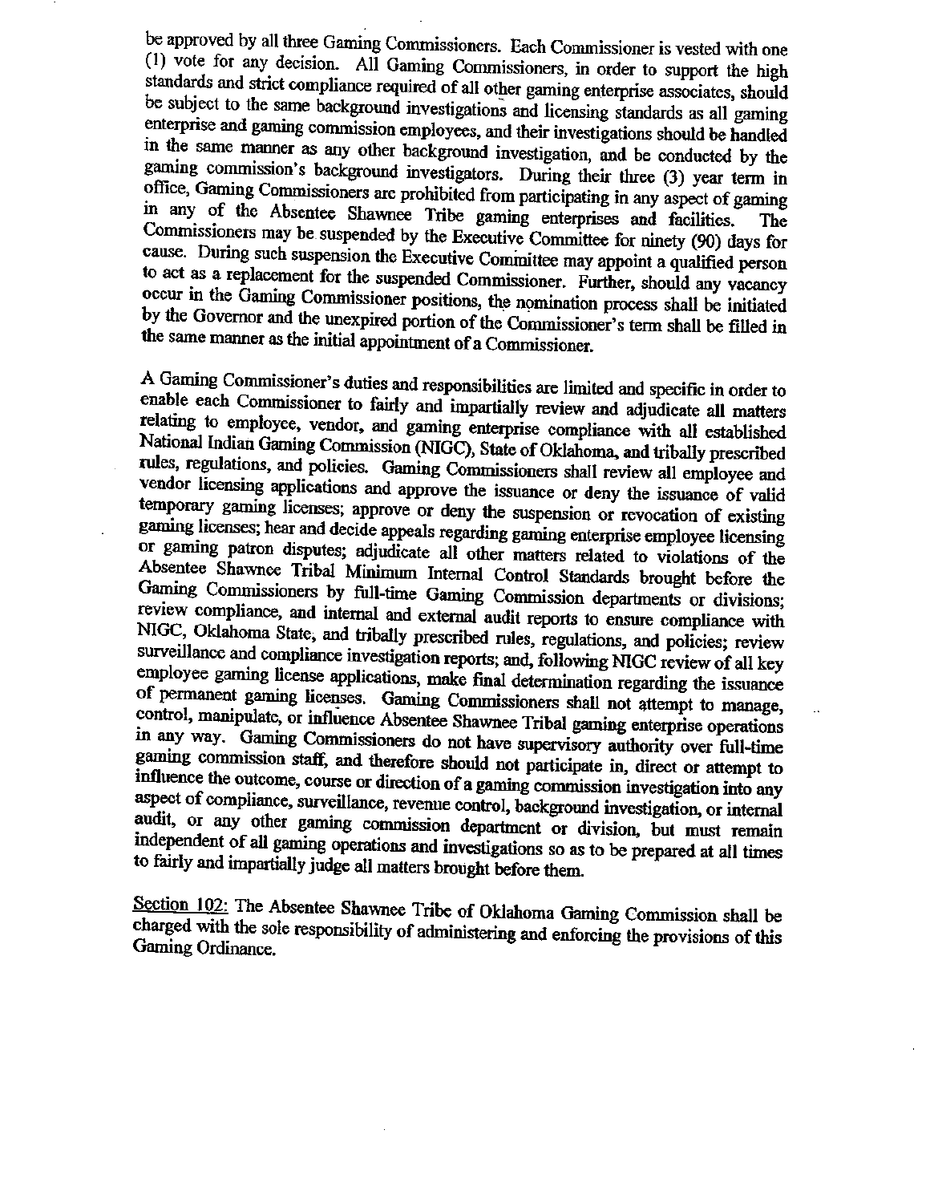be approved by all three Gaming Commissioners. Each Commissioner is vested with one (1) vote for any decision. All Gaming Commissioners, in order to support the high standards and strict compliance required of all other gaming enterprise associates, should be subject to the same background investigations and licensing standards as all gaming enterprise and gaming commission employees, and their investigations should be handled in the same manner as any other background investigation, and be conducted by the gaming commission's background investigators. During their three (3) year term in office, Gaming Commissioners are prohibited from participating in any aspect of gaming in any of the Absentee Shawnee Tribe gaming enterprises and facilities. The Commissioners may be suspended by the Executive Committee for ninety (90) days for cause. During such suspension the Executive Committee may appoint a qualified person to act as a replacement for the suspended Commissioner. Further, should any vacancy occur in the Gaming Commissioner positions, the nomination process shall be initiated by the Governor and the unexpired portion of the Commissioner's term shall be filled in the same manner as the initial appointment of a Commissioner.

A Gaming Commissioner's duties and responsibilities are limited and specific in order to enable each Commissioner to fairly and impartially review and adjudicate all matters relating to employee, vendor, and gaming enterprise compliance with all established National Indian Gaming Commission (NIGC), State of Oklahoma, and tribally prescribed rules, regulations, and policies. Gaming Commissioners shall review all employee and vendor licensing applications and approve the issuance or deny the issuance of valid temporary gaming licenses; approve or deny the suspension or revocation of existing gaming licenses; hear and decide appeals regarding gaming enterprise employee licensing or gaming patron disputes; adjudicate all other matters related to violations of the Absentee Shawnee Tribal Minimum Internal Control Standards brought before the Gaming Commissioners by full-time Gaming Commission departments or divisions; review compliance, and internal and external audit reports to ensure compliance with NIGC, Oklahoma State, and tribally prescribed rules, regulations, and policies; review surveillance and compliance investigation reports; and, following NIGC review of all key employee gaming license applications, make final determination regarding the issuance of permanent gaming licenses. Gaming Commissioners shall not attempt to manage, control, manipulate, or influence Absentee Shawnee Tribal gaming enterprise operations in any way. Gaming Commissioners do not have supervisory authority over full-time gaming commission staff, and therefore should not participate in, direct or attempt to influence the outcome, course or direction of a gaming commission investigation into any aspect of compliance, surveillance, revenue control, background investigation, or internal audit, or any other gaming commission department or division, but must remain independent of all gaming operations and investigations so as to be prepared at all times to fairly and impartially judge all matters brought before them.

Section 102: The Absentee Shawnee Tribe of Oklahoma Gaming Commission shall be charged with the sole responsibility of administering and enforcing the provisions of this Gaming Ordinance.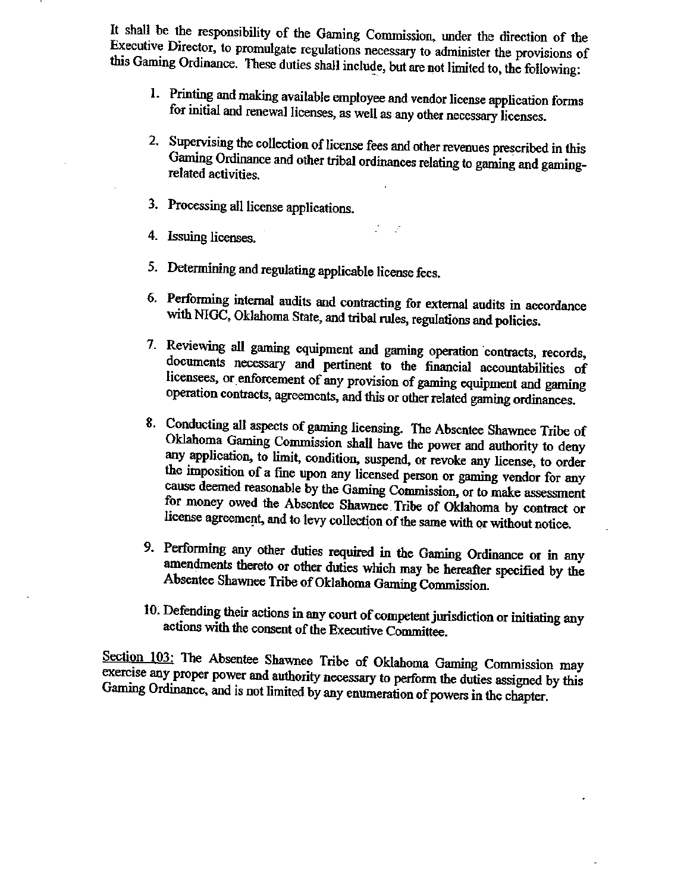It shall be the responsibility of the Gaming Commission, under the direction of the Executive Director, to promulgate regulations necessary to administer the provisions of this Gaming Ordinance. These duties shall include, but are not limited to, the following:

1. Printing and making available employee and vendor license application forms for initial and renewal licenses, as well as any other necessary licenses.

2. Supervising the collection of license fees and other revenues prescribed in this Gaming Ordinance and other tribal ordinances relating to gaming and gaming-related activities.

3. Processing all license applications.

4. Issuing licenses.

5. Determining and regulating applicable license fees.

6. Performing internal audits and contracting for external audits in accordance with NIGC, Oklahoma State, and tribal rules, regulations and policies.

7. Reviewing all gaming equipment and gaming operation contracts, records, documents necessary and pertinent to the financial accountabilities of licensees, or enforcement of any provision of gaming equipment and gaming operation contracts, agreements, and this or other related gaming ordinances.

8. Conducting all aspects of gaming licensing. The Absentee Shawnee Tribe of Oklahoma Gaming Commission shall have the power and authority to deny any application, to limit, condition, suspend, or revoke any license, to order the imposition of a fine upon any licensed person or gaming vendor for any cause deemed reasonable by the Gaming Commission, or to make assessment for money owed the Absentee Shawnee Tribe of Oklahoma by contract or license agreement, and to levy collection of the same with or without notice.

9. Performing any other duties required in the Gaming Ordinance or in any amendments thereto or other duties which may be hereafter specified by the Absentee Shawnee Tribe of Oklahoma Gaming Commission.

10. Defending their actions in any court of competent jurisdiction or initiating any actions with the consent of the Executive Committee.

<u>Section 103:</u> The Absentee Shawnee Tribe of Oklahoma Gaming Commission may exercise any proper power and authority necessary to perform the duties assigned by this Gaming Ordinance, and is not limited by any enumeration of powers in the chapter.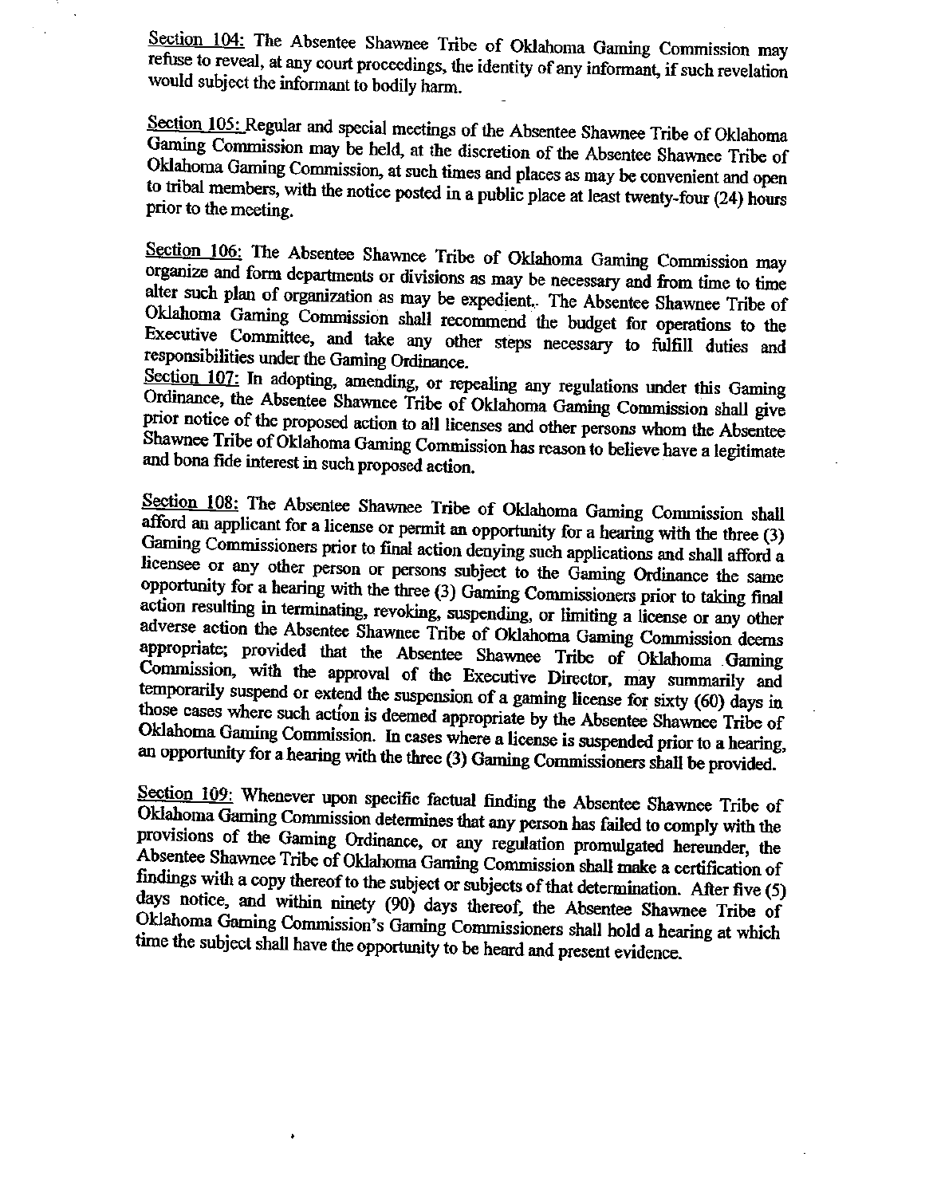<u>Section 104:</u> The Absentee Shawnee Tribe of Oklahoma Gaming Commission may refuse to reveal, at any court proceedings, the identity of any informant, if such revelation would subject the informant to bodily harm.

<u>Section 105:</u> Regular and special meetings of the Absentee Shawnee Tribe of Oklahoma Gaming Commission may be held, at the discretion of the Absentee Shawnee Tribe of Oklahoma Gaming Commission, at such times and places as may be convenient and open to tribal members, with the notice posted in a public place at least twenty-four (24) hours prior to the meeting.

<u>Section 106:</u> The Absentee Shawnee Tribe of Oklahoma Gaming Commission may organize and form departments or divisions as may be necessary and from time to time alter such plan of organization as may be expedient.. The Absentee Shawnee Tribe of Oklahoma Gaming Commission shall recommend the budget for operations to the Executive Committee, and take any other steps necessary to fulfill duties and responsibilities under the Gaming Ordinance.

<u>Section 107:</u> In adopting, amending, or repealing any regulations under this Gaming Ordinance, the Absentee Shawnee Tribe of Oklahoma Gaming Commission shall give prior notice of the proposed action to all licenses and other persons whom the Absentee Shawnee Tribe of Oklahoma Gaming Commission has reason to believe have a legitimate and bona fide interest in such proposed action.

<u>Section 108:</u> The Absentee Shawnee Tribe of Oklahoma Gaming Commission shall afford an applicant for a license or permit an opportunity for a hearing with the three (3) Gaming Commissioners prior to final action denying such applications and shall afford a licensee or any other person or persons subject to the Gaming Ordinance the same opportunity for a hearing with the three (3) Gaming Commissioners prior to taking final action resulting in terminating, revoking, suspending, or limiting a license or any other adverse action the Absentee Shawnee Tribe of Oklahoma Gaming Commission deems appropriate; provided that the Absentee Shawnee Tribe of Oklahoma Gaming Commission, with the approval of the Executive Director, may summarily and temporarily suspend or extend the suspension of a gaming license for sixty (60) days in those cases where such action is deemed appropriate by the Absentee Shawnee Tribe of Oklahoma Gaming Commission. In cases where a license is suspended prior to a hearing, an opportunity for a hearing with the three (3) Gaming Commissioners shall be provided.

<u>Section 109:</u> Whenever upon specific factual finding the Absentee Shawnee Tribe of Oklahoma Gaming Commission determines that any person has failed to comply with the provisions of the Gaming Ordinance, or any regulation promulgated hereunder, the Absentee Shawnee Tribe of Oklahoma Gaming Commission shall make a certification of findings with a copy thereof to the subject or subjects of that determination. After five (5) days notice, and within ninety (90) days thereof, the Absentee Shawnee Tribe of Oklahoma Gaming Commission's Gaming Commissioners shall hold a hearing at which time the subject shall have the opportunity to be heard and present evidence.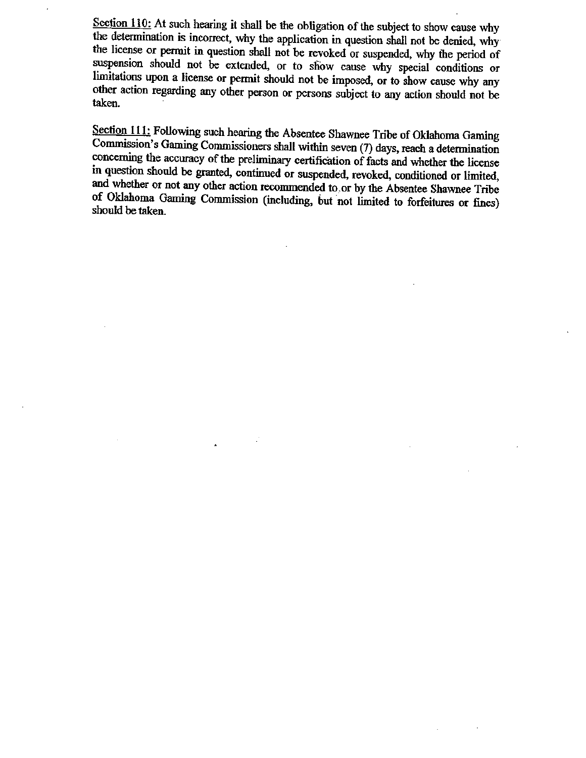Section 110: At such hearing it shall be the obligation of the subject to show cause why the determination is incorrect, why the application in question shall not be denied, why the license or permit in question shall not be revoked or suspended, why the period of suspension should not be extended, or to show cause why special conditions or limitations upon a license or permit should not be imposed, or to show cause why any other action regarding any other person or persons subject to any action should not be taken.

Section 111: Following such hearing the Absentee Shawnee Tribe of Oklahoma Gaming Commission's Gaming Commissioners shall within seven (7) days, reach a determination concerning the accuracy of the preliminary certification of facts and whether the license in question should be granted, continued or suspended, revoked, conditioned or limited, and whether or not any other action recommended to or by the Absentee Shawnee Tribe of Oklahoma Gaming Commission (including, but not limited to forfeitures or fines) should be taken.